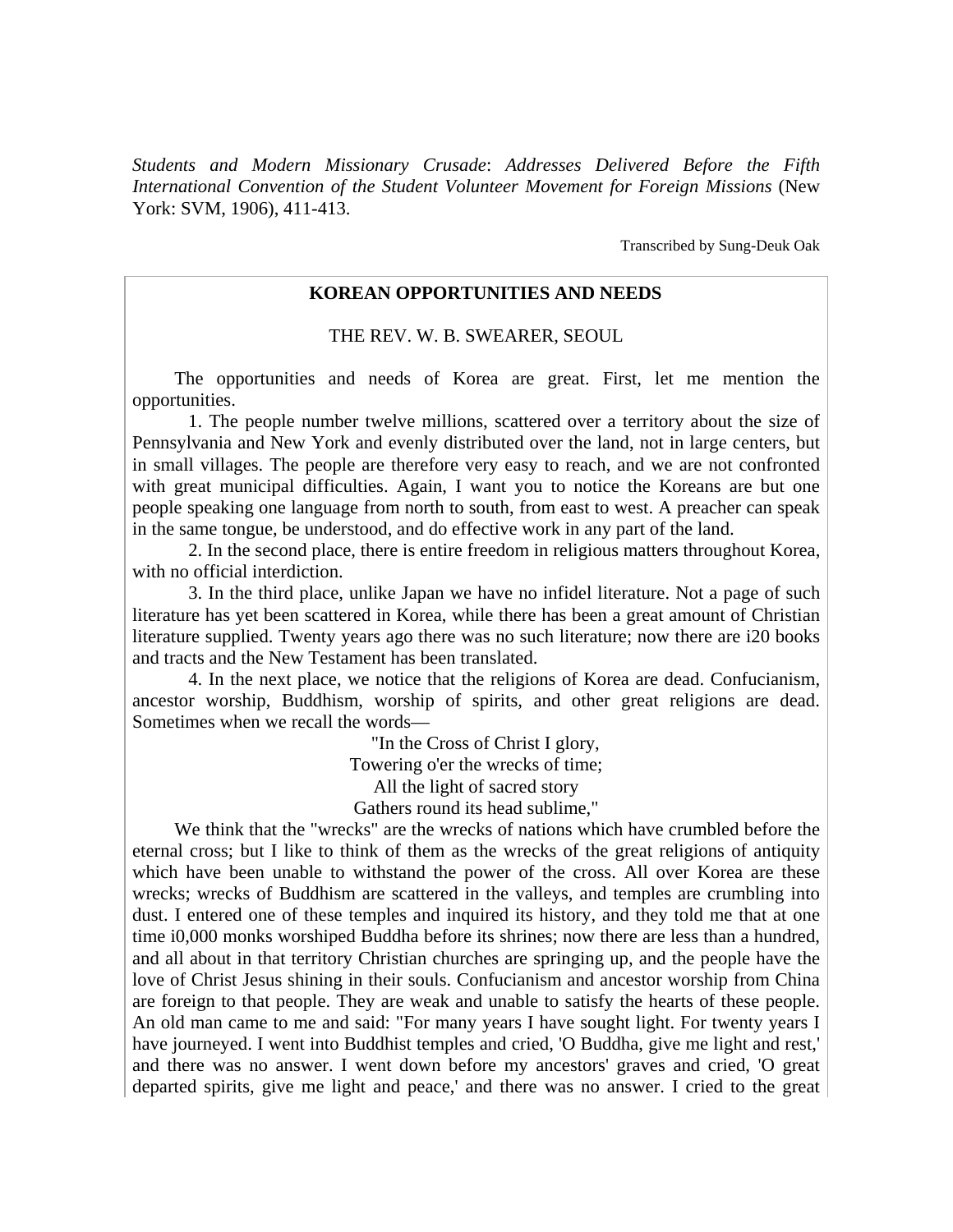*Students and Modern Missionary Crusade*: *Addresses Delivered Before the Fifth International Convention of the Student Volunteer Movement for Foreign Missions* (New York: SVM, 1906), 411-413.

Transcribed by Sung-Deuk Oak

## KOREAN OPPORTUNITIES AND NEEDS

THE REV. W. B. SWEARER, SEOUL

The opportunities and needs of Korea are great. First, let me mention the opportunities.

1. The people number twelve millions, scattered over a territory about the size of Pennsylvania and New York and evenly distributed over the land, not in large centers, but in small villages. The people are therefore very easy to reach, and we are not confronted with great municipal difficulties. Again, I want you to notice the Koreans are but one people speaking one language from north to south, from east to west. A preacher can speak in the same tongue, be understood, and do effective work in any part of the land.

2. In the second place, there is entire freedom in religious matters throughout Korea, with no official interdiction.

3. In the third place, unlike Japan we have no infidel literature. Not a page of such literature has yet been scattered in Korea, while there has been a great amount of Christian literature supplied. Twenty years ago there was no such literature; now there are i20 books and tracts and the New Testament has been translated.

4. In the next place, we notice that the religions of Korea are dead. Confucianism, ancestor worship, Buddhism, worship of spirits, and other great religions are dead. Sometimes when we recall the words—

"In the Cross of Christ I glory,  
Towering o'er the wrecks of time;  
All the light of sacred story  
Gathers round its head sublime,"

We think that the "wrecks" are the wrecks of nations which have crumbled before the eternal cross; but I like to think of them as the wrecks of the great religions of antiquity which have been unable to withstand the power of the cross. All over Korea are these wrecks; wrecks of Buddhism are scattered in the valleys, and temples are crumbling into dust. I entered one of these temples and inquired its history, and they told me that at one time i0,000 monks worshiped Buddha before its shrines; now there are less than a hundred, and all about in that territory Christian churches are springing up, and the people have the love of Christ Jesus shining in their souls. Confucianism and ancestor worship from China are foreign to that people. They are weak and unable to satisfy the hearts of these people. An old man came to me and said: "For many years I have sought light. For twenty years I have journeyed. I went into Buddhist temples and cried, 'O Buddha, give me light and rest,' and there was no answer. I went down before my ancestors' graves and cried, 'O great departed spirits, give me light and peace,' and there was no answer. I cried to the great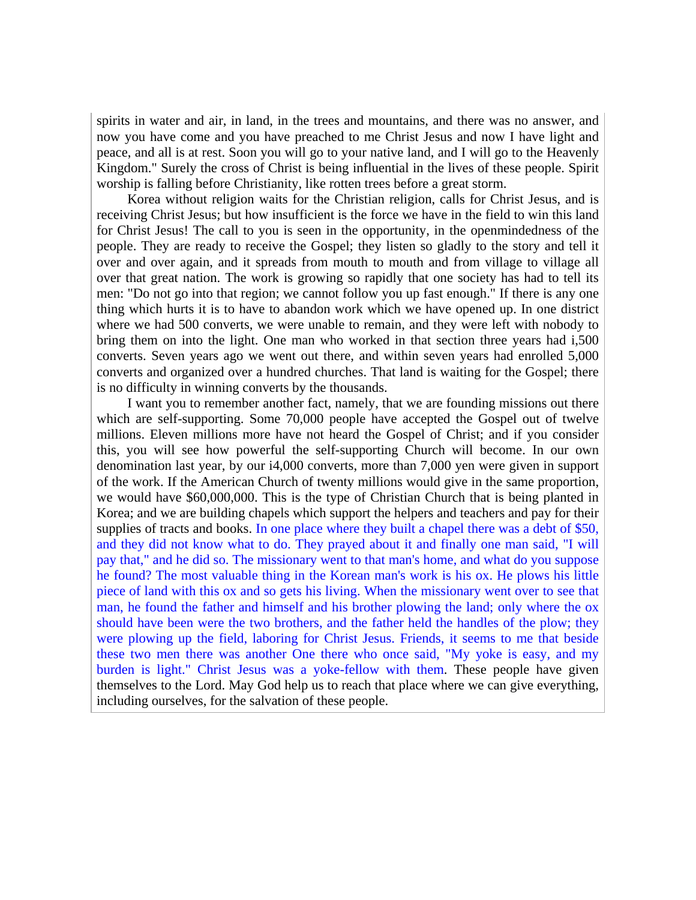spirits in water and air, in land, in the trees and mountains, and there was no answer, and now you have come and you have preached to me Christ Jesus and now I have light and peace, and all is at rest. Soon you will go to your native land, and I will go to the Heavenly Kingdom." Surely the cross of Christ is being influential in the lives of these people. Spirit worship is falling before Christianity, like rotten trees before a great storm.

Korea without religion waits for the Christian religion, calls for Christ Jesus, and is receiving Christ Jesus; but how insufficient is the force we have in the field to win this land for Christ Jesus! The call to you is seen in the opportunity, in the openmindedness of the people. They are ready to receive the Gospel; they listen so gladly to the story and tell it over and over again, and it spreads from mouth to mouth and from village to village all over that great nation. The work is growing so rapidly that one society has had to tell its men: "Do not go into that region; we cannot follow you up fast enough." If there is any one thing which hurts it is to have to abandon work which we have opened up. In one district where we had 500 converts, we were unable to remain, and they were left with nobody to bring them on into the light. One man who worked in that section three years had i,500 converts. Seven years ago we went out there, and within seven years had enrolled 5,000 converts and organized over a hundred churches. That land is waiting for the Gospel; there is no difficulty in winning converts by the thousands.

I want you to remember another fact, namely, that we are founding missions out there which are self-supporting. Some 70,000 people have accepted the Gospel out of twelve millions. Eleven millions more have not heard the Gospel of Christ; and if you consider this, you will see how powerful the self-supporting Church will become. In our own denomination last year, by our i4,000 converts, more than 7,000 yen were given in support of the work. If the American Church of twenty millions would give in the same proportion, we would have $60,000,000. This is the type of Christian Church that is being planted in Korea; and we are building chapels which support the helpers and teachers and pay for their supplies of tracts and books. In one place where they built a chapel there was a debt of $50, and they did not know what to do. They prayed about it and finally one man said, "I will pay that," and he did so. The missionary went to that man's home, and what do you suppose he found? The most valuable thing in the Korean man's work is his ox. He plows his little piece of land with this ox and so gets his living. When the missionary went over to see that man, he found the father and himself and his brother plowing the land; only where the ox should have been were the two brothers, and the father held the handles of the plow; they were plowing up the field, laboring for Christ Jesus. Friends, it seems to me that beside these two men there was another One there who once said, "My yoke is easy, and my burden is light." Christ Jesus was a yoke-fellow with them. These people have given themselves to the Lord. May God help us to reach that place where we can give everything, including ourselves, for the salvation of these people.